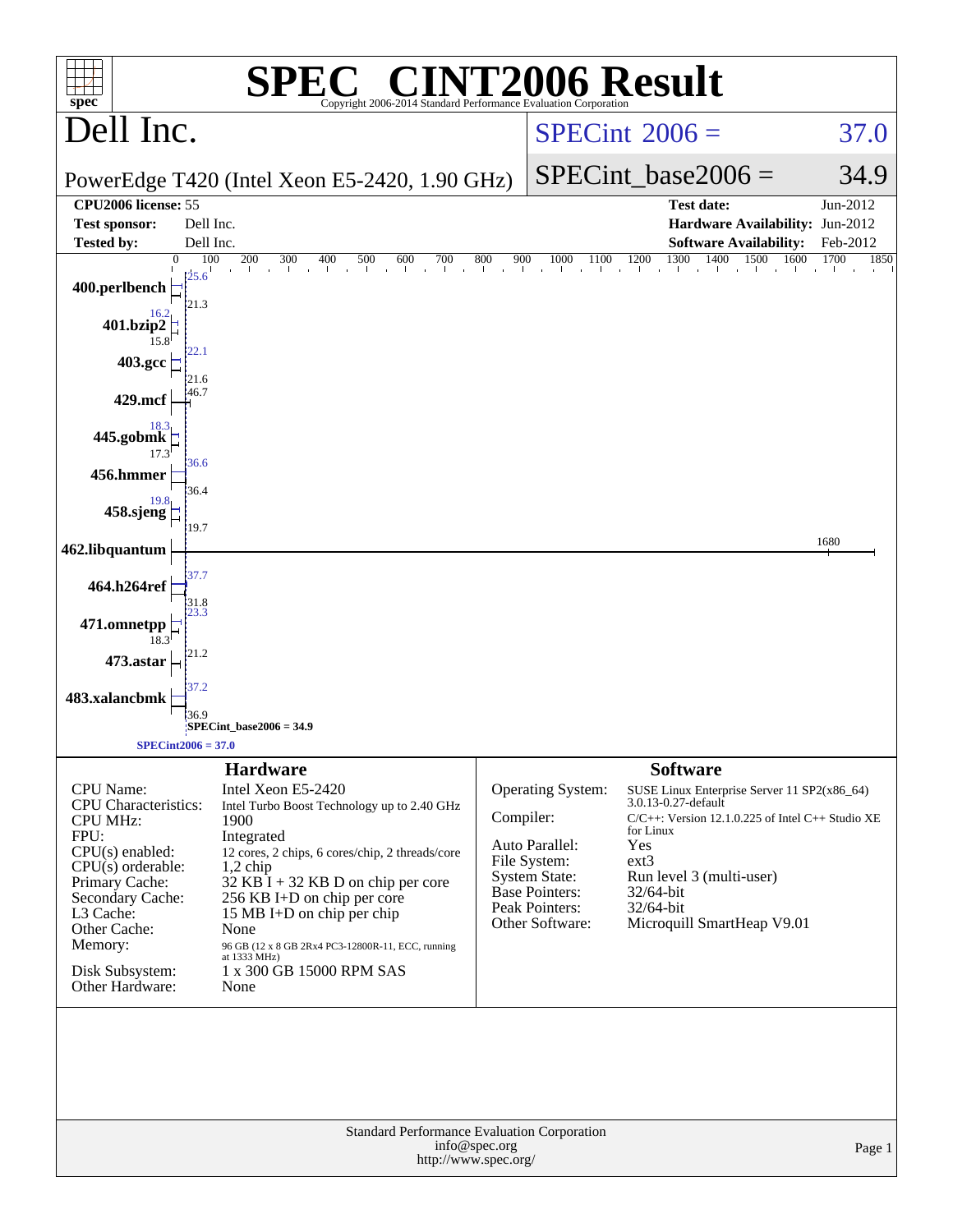# SPEC CINT2006 Result

Copyright 2006-2014 Standard Performance Evaluation Corporation

## Dell Inc.

PowerEdge T420 (Intel Xeon E5-2420, 1.90 GHz)

SPECint 2006 = 37.0

SPECint_base2006 = 34.9

| | | | |
|---|---|---|---|
| **CPU2006 license:** 55 | | **Test date:** | Jun-2012 |
| **Test sponsor:** | Dell Inc. | **Hardware Availability:** | Jun-2012 |
| **Tested by:** | Dell Inc. | **Software Availability:** | Feb-2012 |

| Benchmark | Peak | Base |
|---|---|---|
| 400.perlbench | 25.6 | 21.3 |
| 401.bzip2 | 16.2 | 15.8 |
| 403.gcc | 22.1 | 21.6 |
| 429.mcf | 46.7 | |
| 445.gobmk | 18.3 | 17.3 |
| 456.hmmer | 36.6 | 36.4 |
| 458.sjeng | 19.8 | 19.7 |
| 462.libquantum | 1680 | |
| 464.h264ref | 37.7 | 31.8 |
| 471.omnetpp | 23.3 | 18.3 |
| 473.astar | 21.2 | |
| 483.xalancbmk | 37.2 | 36.9 |

SPECint_base2006 = 34.9

SPECint2006 = 37.0

### Hardware

| | |
|---|---|
| CPU Name: | Intel Xeon E5-2420 |
| CPU Characteristics: | Intel Turbo Boost Technology up to 2.40 GHz |
| CPU MHz: | 1900 |
| FPU: | Integrated |
| CPU(s) enabled: | 12 cores, 2 chips, 6 cores/chip, 2 threads/core |
| CPU(s) orderable: | 1,2 chip |
| Primary Cache: | 32 KB I + 32 KB D on chip per core |
| Secondary Cache: | 256 KB I+D on chip per core |
| L3 Cache: | 15 MB I+D on chip per chip |
| Other Cache: | None |
| Memory: | 96 GB (12 x 8 GB 2Rx4 PC3-12800R-11, ECC, running at 1333 MHz) |
| Disk Subsystem: | 1 x 300 GB 15000 RPM SAS |
| Other Hardware: | None |

### Software

| | |
|---|---|
| Operating System: | SUSE Linux Enterprise Server 11 SP2(x86_64) 3.0.13-0.27-default |
| Compiler: | C/C++: Version 12.1.0.225 of Intel C++ Studio XE for Linux |
| Auto Parallel: | Yes |
| File System: | ext3 |
| System State: | Run level 3 (multi-user) |
| Base Pointers: | 32/64-bit |
| Peak Pointers: | 32/64-bit |
| Other Software: | Microquill SmartHeap V9.01 |

Standard Performance Evaluation Corporation
info@spec.org
http://www.spec.org/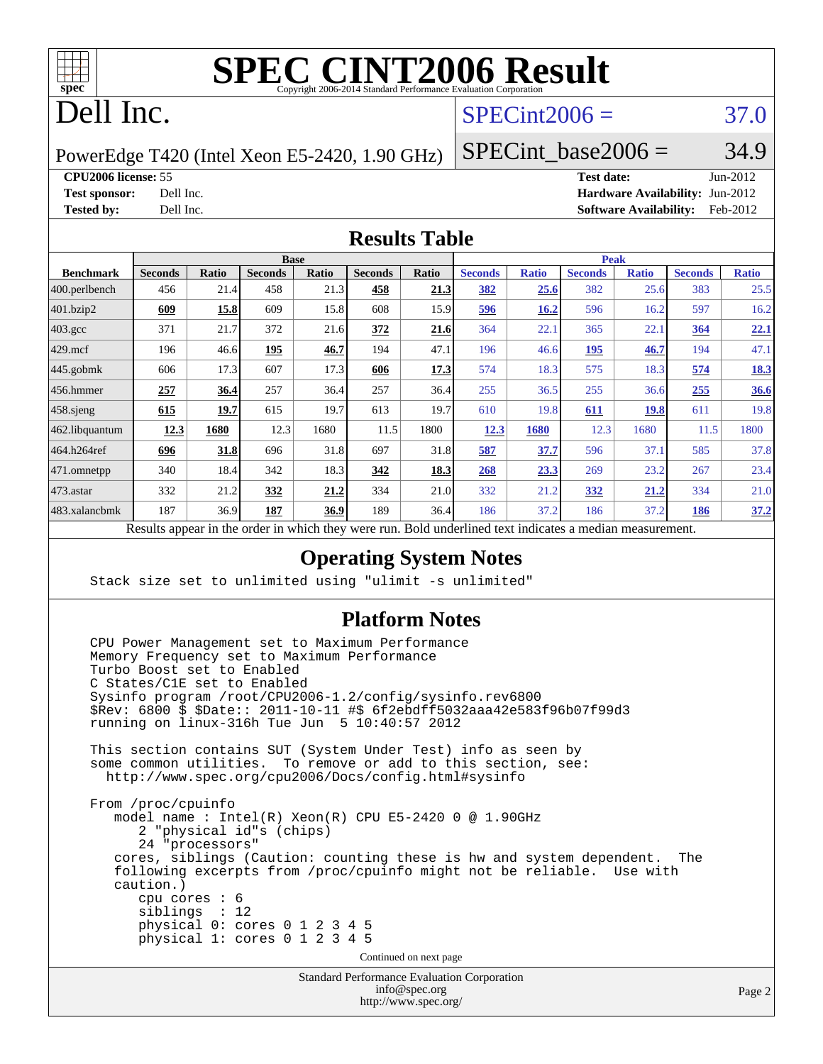# SPEC CINT2006 Result

Copyright 2006-2014 Standard Performance Evaluation Corporation

# Dell Inc.

PowerEdge T420 (Intel Xeon E5-2420, 1.90 GHz)

SPECint2006 = 37.0

SPECint_base2006 = 34.9

| | | | |
|---|---|---|---|
| **CPU2006 license:** | 55 | **Test date:** | Jun-2012 |
| **Test sponsor:** | Dell Inc. | **Hardware Availability:** | Jun-2012 |
| **Tested by:** | Dell Inc. | **Software Availability:** | Feb-2012 |

## Results Table

| | Base | | | | | | Peak | | | | | |
|---|---|---|---|---|---|---|---|---|---|---|---|---|
| **Benchmark** | **Seconds** | **Ratio** | **Seconds** | **Ratio** | **Seconds** | **Ratio** | **Seconds** | **Ratio** | **Seconds** | **Ratio** | **Seconds** | **Ratio** |
| 400.perlbench | 456 | 21.4 | 458 | 21.3 | **458** | **21.3** | **382** | **25.6** | 382 | 25.6 | 383 | 25.5 |
| 401.bzip2 | **609** | **15.8** | 609 | 15.8 | 608 | 15.9 | **596** | **16.2** | 596 | 16.2 | 597 | 16.2 |
| 403.gcc | 371 | 21.7 | 372 | 21.6 | **372** | **21.6** | 364 | 22.1 | 365 | 22.1 | **364** | **22.1** |
| 429.mcf | 196 | 46.6 | **195** | **46.7** | 194 | 47.1 | 196 | 46.6 | **195** | **46.7** | 194 | 47.1 |
| 445.gobmk | 606 | 17.3 | 607 | 17.3 | **606** | **17.3** | 574 | 18.3 | 575 | 18.3 | **574** | **18.3** |
| 456.hmmer | **257** | **36.4** | 257 | 36.4 | 257 | 36.4 | 255 | 36.5 | 255 | 36.6 | **255** | **36.6** |
| 458.sjeng | **615** | **19.7** | 615 | 19.7 | 613 | 19.7 | 610 | 19.8 | **611** | **19.8** | 611 | 19.8 |
| 462.libquantum | **12.3** | **1680** | 12.3 | 1680 | 11.5 | 1800 | **12.3** | **1680** | 12.3 | 1680 | 11.5 | 1800 |
| 464.h264ref | **696** | **31.8** | 696 | 31.8 | 697 | 31.8 | **587** | **37.7** | 596 | 37.1 | 585 | 37.8 |
| 471.omnetpp | 340 | 18.4 | 342 | 18.3 | **342** | **18.3** | **268** | **23.3** | 269 | 23.2 | 267 | 23.4 |
| 473.astar | 332 | 21.2 | **332** | **21.2** | 334 | 21.0 | 332 | 21.2 | **332** | **21.2** | 334 | 21.0 |
| 483.xalancbmk | 187 | 36.9 | **187** | **36.9** | 189 | 36.4 | 186 | 37.2 | 186 | 37.2 | **186** | **37.2** |

Results appear in the order in which they were run. Bold underlined text indicates a median measurement.

## Operating System Notes

```
Stack size set to unlimited using "ulimit -s unlimited"
```

## Platform Notes

```
CPU Power Management set to Maximum Performance
Memory Frequency set to Maximum Performance
Turbo Boost set to Enabled
C States/C1E set to Enabled
Sysinfo program /root/CPU2006-1.2/config/sysinfo.rev6800
$Rev: 6800 $ $Date:: 2011-10-11 #$ 6f2ebdff5032aaa42e583f96b07f99d3
running on linux-316h Tue Jun  5 10:40:57 2012

This section contains SUT (System Under Test) info as seen by
some common utilities.  To remove or add to this section, see:
  http://www.spec.org/cpu2006/Docs/config.html#sysinfo

From /proc/cpuinfo
   model name : Intel(R) Xeon(R) CPU E5-2420 0 @ 1.90GHz
      2 "physical id"s (chips)
      24 "processors"
   cores, siblings (Caution: counting these is hw and system dependent.  The
   following excerpts from /proc/cpuinfo might not be reliable.  Use with
   caution.)
      cpu cores : 6
      siblings  : 12
      physical 0: cores 0 1 2 3 4 5
      physical 1: cores 0 1 2 3 4 5
```

Continued on next page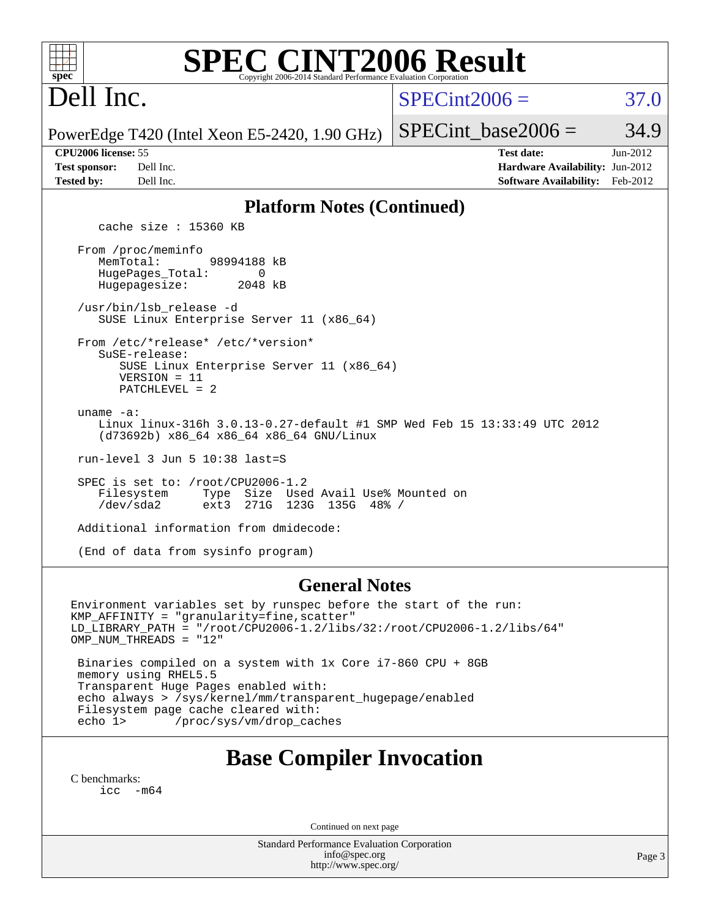# SPEC CINT2006 Result

Copyright 2006-2014 Standard Performance Evaluation Corporation

**Dell Inc.**

PowerEdge T420 (Intel Xeon E5-2420, 1.90 GHz)

SPECint2006 = 37.0

SPECint_base2006 = 34.9

| | | | |
|---|---|---|---|
| **CPU2006 license:** 55 | | **Test date:** | Jun-2012 |
| **Test sponsor:** | Dell Inc. | **Hardware Availability:** | Jun-2012 |
| **Tested by:** | Dell Inc. | **Software Availability:** | Feb-2012 |

## Platform Notes (Continued)

```
      cache size : 15360 KB

   From /proc/meminfo
      MemTotal:       98994188 kB
      HugePages_Total:       0
      Hugepagesize:       2048 kB

   /usr/bin/lsb_release -d
      SUSE Linux Enterprise Server 11 (x86_64)

   From /etc/*release* /etc/*version*
      SuSE-release:
         SUSE Linux Enterprise Server 11 (x86_64)
         VERSION = 11
         PATCHLEVEL = 2

   uname -a:
      Linux linux-316h 3.0.13-0.27-default #1 SMP Wed Feb 15 13:33:49 UTC 2012
      (d73692b) x86_64 x86_64 x86_64 GNU/Linux

   run-level 3 Jun 5 10:38 last=S

   SPEC is set to: /root/CPU2006-1.2
      Filesystem     Type  Size  Used Avail Use% Mounted on
      /dev/sda2      ext3  271G  123G  135G  48% /

   Additional information from dmidecode:

   (End of data from sysinfo program)
```

## General Notes

```
Environment variables set by runspec before the start of the run:
KMP_AFFINITY = "granularity=fine,scatter"
LD_LIBRARY_PATH = "/root/CPU2006-1.2/libs/32:/root/CPU2006-1.2/libs/64"
OMP_NUM_THREADS = "12"

 Binaries compiled on a system with 1x Core i7-860 CPU + 8GB
 memory using RHEL5.5
 Transparent Huge Pages enabled with:
 echo always > /sys/kernel/mm/transparent_hugepage/enabled
 Filesystem page cache cleared with:
 echo 1>       /proc/sys/vm/drop_caches
```

## Base Compiler Invocation

C benchmarks:

```
icc  -m64
```

Continued on next page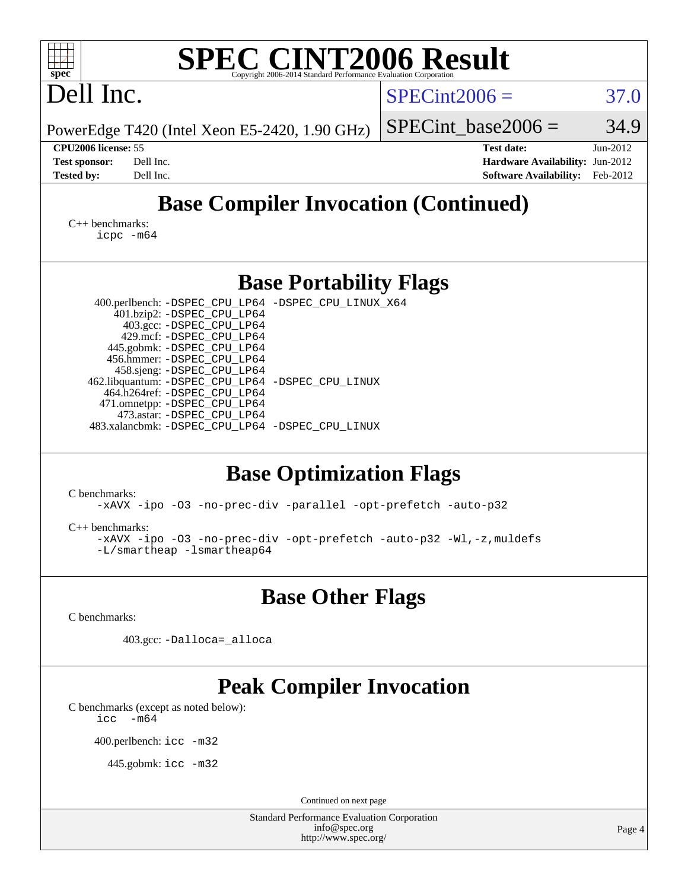# SPEC CINT2006 Result

Copyright 2006-2014 Standard Performance Evaluation Corporation

## Dell Inc.

PowerEdge T420 (Intel Xeon E5-2420, 1.90 GHz)

SPECint2006 = 37.0

SPECint_base2006 = 34.9

| | | | |
|---|---|---|---|
| **CPU2006 license:** | 55 | **Test date:** | Jun-2012 |
| **Test sponsor:** | Dell Inc. | **Hardware Availability:** | Jun-2012 |
| **Tested by:** | Dell Inc. | **Software Availability:** | Feb-2012 |

## Base Compiler Invocation (Continued)

C++ benchmarks:
```
icpc -m64
```

## Base Portability Flags

```
400.perlbench: -DSPEC_CPU_LP64 -DSPEC_CPU_LINUX_X64
    401.bzip2: -DSPEC_CPU_LP64
      403.gcc: -DSPEC_CPU_LP64
      429.mcf: -DSPEC_CPU_LP64
   445.gobmk: -DSPEC_CPU_LP64
   456.hmmer: -DSPEC_CPU_LP64
   458.sjeng: -DSPEC_CPU_LP64
462.libquantum: -DSPEC_CPU_LP64 -DSPEC_CPU_LINUX
  464.h264ref: -DSPEC_CPU_LP64
  471.omnetpp: -DSPEC_CPU_LP64
    473.astar: -DSPEC_CPU_LP64
483.xalancbmk: -DSPEC_CPU_LP64 -DSPEC_CPU_LINUX
```

## Base Optimization Flags

C benchmarks:
```
-xAVX -ipo -O3 -no-prec-div -parallel -opt-prefetch -auto-p32
```

C++ benchmarks:
```
-xAVX -ipo -O3 -no-prec-div -opt-prefetch -auto-p32 -Wl,-z,muldefs
-L/smartheap -lsmartheap64
```

## Base Other Flags

C benchmarks:

```
403.gcc: -Dalloca=_alloca
```

## Peak Compiler Invocation

C benchmarks (except as noted below):
```
icc  -m64
```

```
400.perlbench: icc -m32
```

```
445.gobmk: icc -m32
```

Continued on next page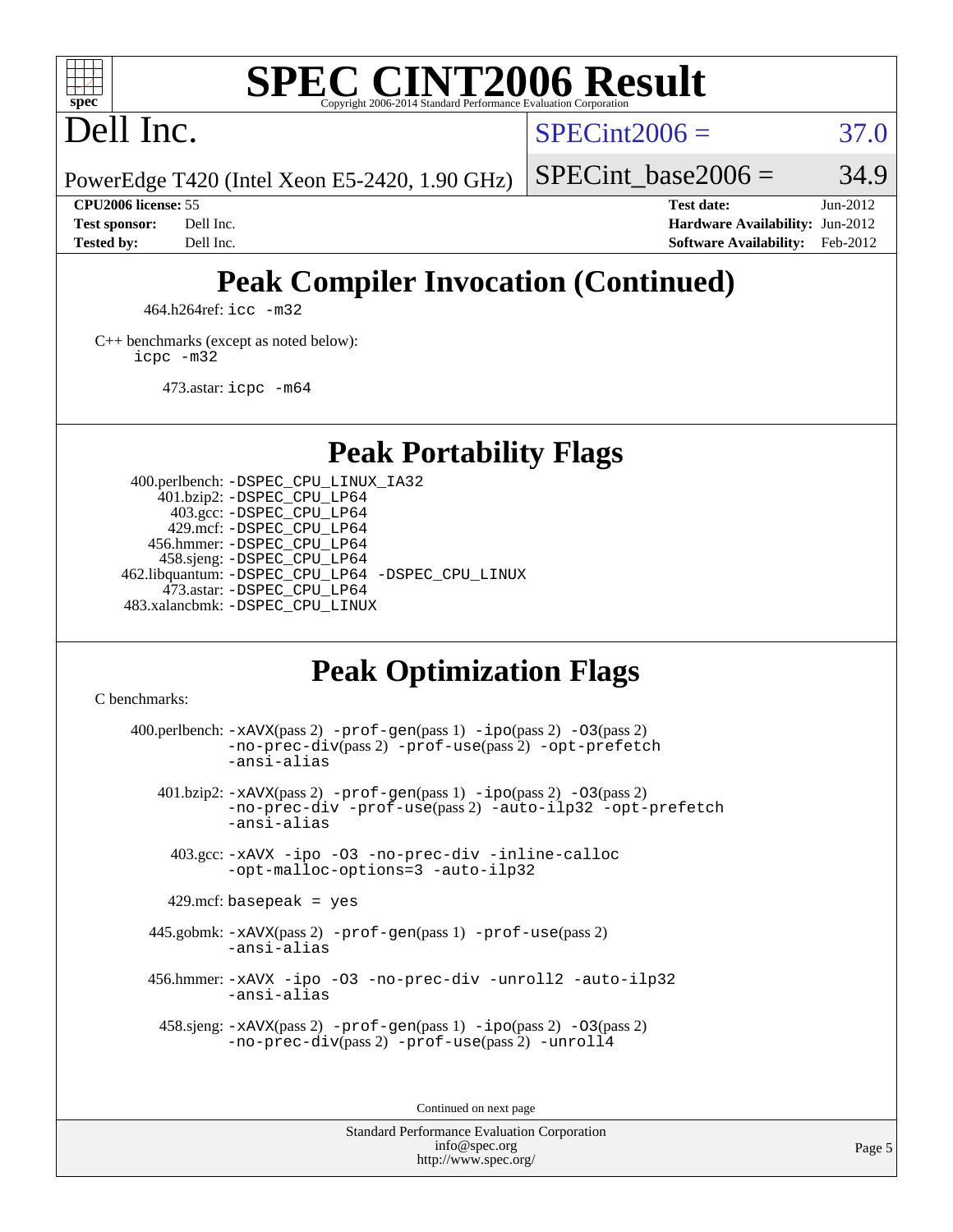# SPEC CINT2006 Result

Copyright 2006-2014 Standard Performance Evaluation Corporation

# Dell Inc.

PowerEdge T420 (Intel Xeon E5-2420, 1.90 GHz)

SPECint2006 = 37.0

SPECint_base2006 = 34.9

| | | | |
|---|---|---|---|
| **CPU2006 license:** 55 | | **Test date:** | Jun-2012 |
| **Test sponsor:** | Dell Inc. | **Hardware Availability:** | Jun-2012 |
| **Tested by:** | Dell Inc. | **Software Availability:** | Feb-2012 |

## Peak Compiler Invocation (Continued)

464.h264ref: `icc -m32`

C++ benchmarks (except as noted below):
`icpc -m32`

473.astar: `icpc -m64`

## Peak Portability Flags

400.perlbench: `-DSPEC_CPU_LINUX_IA32`
401.bzip2: `-DSPEC_CPU_LP64`
403.gcc: `-DSPEC_CPU_LP64`
429.mcf: `-DSPEC_CPU_LP64`
456.hmmer: `-DSPEC_CPU_LP64`
458.sjeng: `-DSPEC_CPU_LP64`
462.libquantum: `-DSPEC_CPU_LP64 -DSPEC_CPU_LINUX`
473.astar: `-DSPEC_CPU_LP64`
483.xalancbmk: `-DSPEC_CPU_LINUX`

## Peak Optimization Flags

C benchmarks:

400.perlbench: `-xAVX`(pass 2) `-prof-gen`(pass 1) `-ipo`(pass 2) `-O3`(pass 2) `-no-prec-div`(pass 2) `-prof-use`(pass 2) `-opt-prefetch` `-ansi-alias`

401.bzip2: `-xAVX`(pass 2) `-prof-gen`(pass 1) `-ipo`(pass 2) `-O3`(pass 2) `-no-prec-div` `-prof-use`(pass 2) `-auto-ilp32` `-opt-prefetch` `-ansi-alias`

403.gcc: `-xAVX -ipo -O3 -no-prec-div -inline-calloc -opt-malloc-options=3 -auto-ilp32`

429.mcf: `basepeak = yes`

445.gobmk: `-xAVX`(pass 2) `-prof-gen`(pass 1) `-prof-use`(pass 2) `-ansi-alias`

456.hmmer: `-xAVX -ipo -O3 -no-prec-div -unroll2 -auto-ilp32 -ansi-alias`

458.sjeng: `-xAVX`(pass 2) `-prof-gen`(pass 1) `-ipo`(pass 2) `-O3`(pass 2) `-no-prec-div`(pass 2) `-prof-use`(pass 2) `-unroll4`

Continued on next page

Standard Performance Evaluation Corporation
info@spec.org
http://www.spec.org/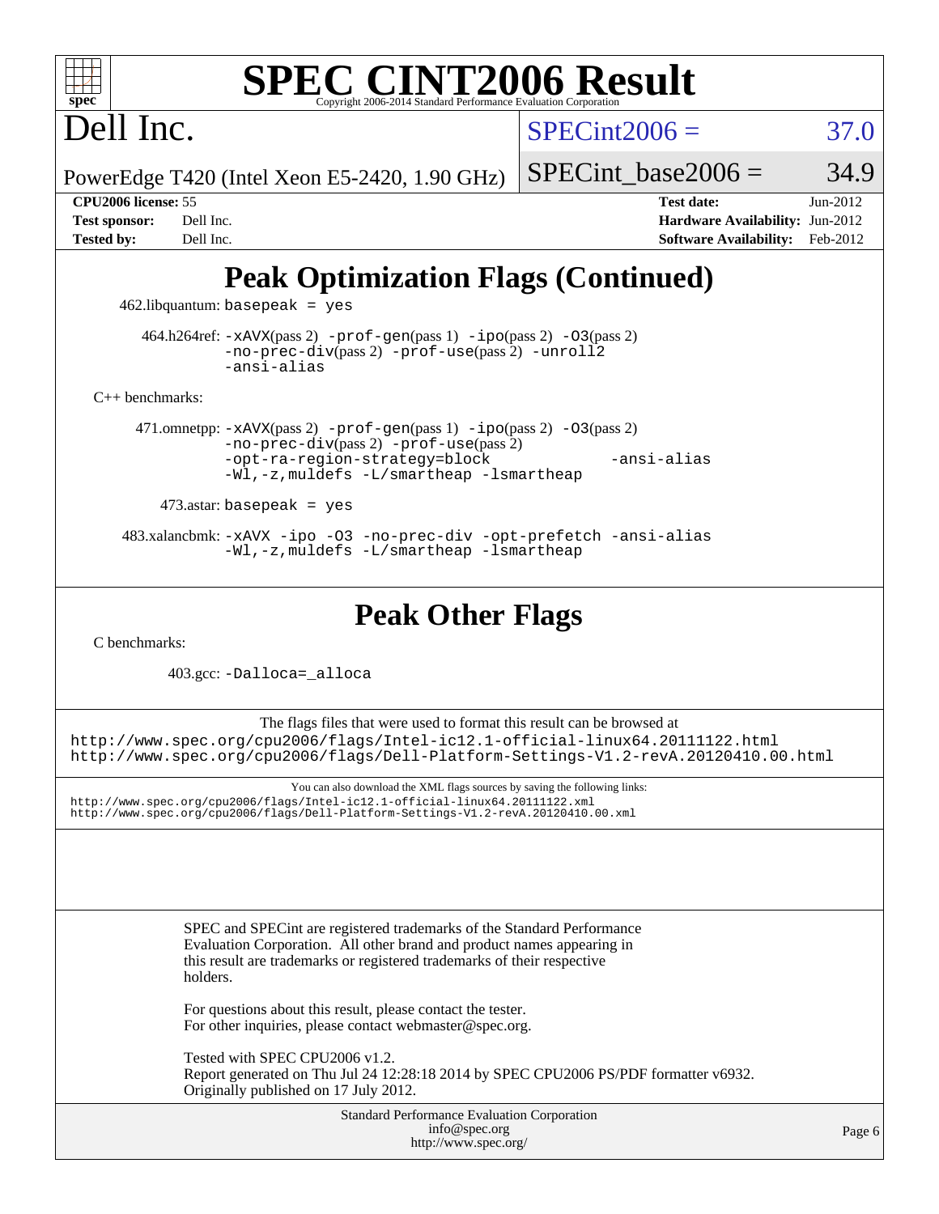# SPEC CINT2006 Result

Copyright 2006-2014 Standard Performance Evaluation Corporation

Dell Inc.

PowerEdge T420 (Intel Xeon E5-2420, 1.90 GHz)

SPECint2006 = 37.0

SPECint_base2006 = 34.9

**CPU2006 license:** 55

**Test sponsor:** Dell Inc.

**Tested by:** Dell Inc.

**Test date:** Jun-2012

**Hardware Availability:** Jun-2012

**Software Availability:** Feb-2012

## Peak Optimization Flags (Continued)

462.libquantum: basepeak = yes

464.h264ref: -xAVX(pass 2) -prof-gen(pass 1) -ipo(pass 2) -O3(pass 2) -no-prec-div(pass 2) -prof-use(pass 2) -unroll2 -ansi-alias

C++ benchmarks:

471.omnetpp: -xAVX(pass 2) -prof-gen(pass 1) -ipo(pass 2) -O3(pass 2) -no-prec-div(pass 2) -prof-use(pass 2) -opt-ra-region-strategy=block -ansi-alias -Wl,-z,muldefs -L/smartheap -lsmartheap

473.astar: basepeak = yes

483.xalancbmk: -xAVX -ipo -O3 -no-prec-div -opt-prefetch -ansi-alias -Wl,-z,muldefs -L/smartheap -lsmartheap

## Peak Other Flags

C benchmarks:

403.gcc: -Dalloca=_alloca

The flags files that were used to format this result can be browsed at
http://www.spec.org/cpu2006/flags/Intel-ic12.1-official-linux64.20111122.html
http://www.spec.org/cpu2006/flags/Dell-Platform-Settings-V1.2-revA.20120410.00.html

You can also download the XML flags sources by saving the following links:
http://www.spec.org/cpu2006/flags/Intel-ic12.1-official-linux64.20111122.xml
http://www.spec.org/cpu2006/flags/Dell-Platform-Settings-V1.2-revA.20120410.00.xml

SPEC and SPECint are registered trademarks of the Standard Performance Evaluation Corporation. All other brand and product names appearing in this result are trademarks or registered trademarks of their respective holders.

For questions about this result, please contact the tester.
For other inquiries, please contact webmaster@spec.org.

Tested with SPEC CPU2006 v1.2.
Report generated on Thu Jul 24 12:28:18 2014 by SPEC CPU2006 PS/PDF formatter v6932.
Originally published on 17 July 2012.